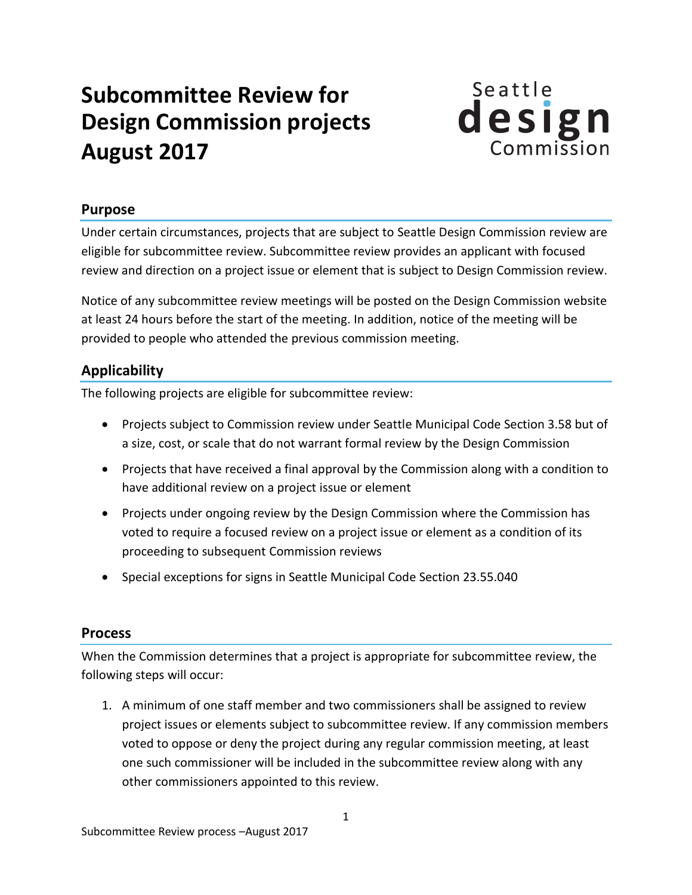# Subcommittee Review for Design Commission projects August 2017

Seattle design Commission

## Purpose

Under certain circumstances, projects that are subject to Seattle Design Commission review are eligible for subcommittee review. Subcommittee review provides an applicant with focused review and direction on a project issue or element that is subject to Design Commission review.

Notice of any subcommittee review meetings will be posted on the Design Commission website at least 24 hours before the start of the meeting. In addition, notice of the meeting will be provided to people who attended the previous commission meeting.

## Applicability

The following projects are eligible for subcommittee review:

- Projects subject to Commission review under Seattle Municipal Code Section 3.58 but of a size, cost, or scale that do not warrant formal review by the Design Commission
- Projects that have received a final approval by the Commission along with a condition to have additional review on a project issue or element
- Projects under ongoing review by the Design Commission where the Commission has voted to require a focused review on a project issue or element as a condition of its proceeding to subsequent Commission reviews
- Special exceptions for signs in Seattle Municipal Code Section 23.55.040

## Process

When the Commission determines that a project is appropriate for subcommittee review, the following steps will occur:

1. A minimum of one staff member and two commissioners shall be assigned to review project issues or elements subject to subcommittee review. If any commission members voted to oppose or deny the project during any regular commission meeting, at least one such commissioner will be included in the subcommittee review along with any other commissioners appointed to this review.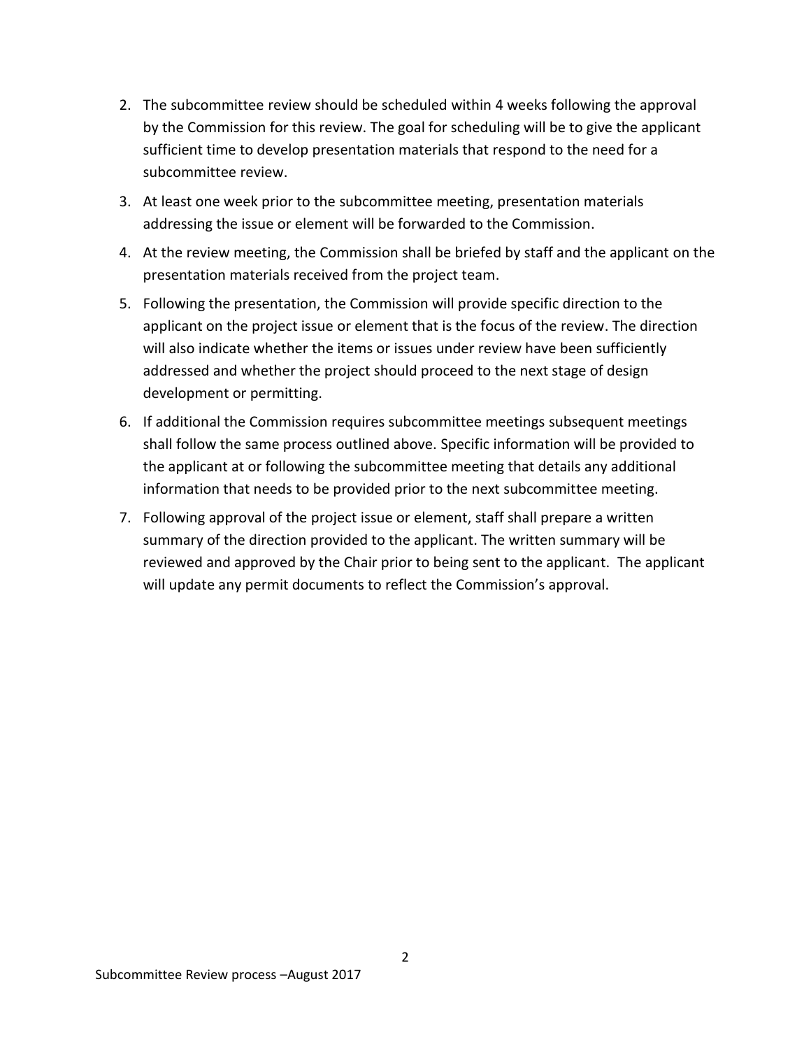2. The subcommittee review should be scheduled within 4 weeks following the approval by the Commission for this review. The goal for scheduling will be to give the applicant sufficient time to develop presentation materials that respond to the need for a subcommittee review.
3. At least one week prior to the subcommittee meeting, presentation materials addressing the issue or element will be forwarded to the Commission.
4. At the review meeting, the Commission shall be briefed by staff and the applicant on the presentation materials received from the project team.
5. Following the presentation, the Commission will provide specific direction to the applicant on the project issue or element that is the focus of the review. The direction will also indicate whether the items or issues under review have been sufficiently addressed and whether the project should proceed to the next stage of design development or permitting.
6. If additional the Commission requires subcommittee meetings subsequent meetings shall follow the same process outlined above. Specific information will be provided to the applicant at or following the subcommittee meeting that details any additional information that needs to be provided prior to the next subcommittee meeting.
7. Following approval of the project issue or element, staff shall prepare a written summary of the direction provided to the applicant. The written summary will be reviewed and approved by the Chair prior to being sent to the applicant. The applicant will update any permit documents to reflect the Commission's approval.